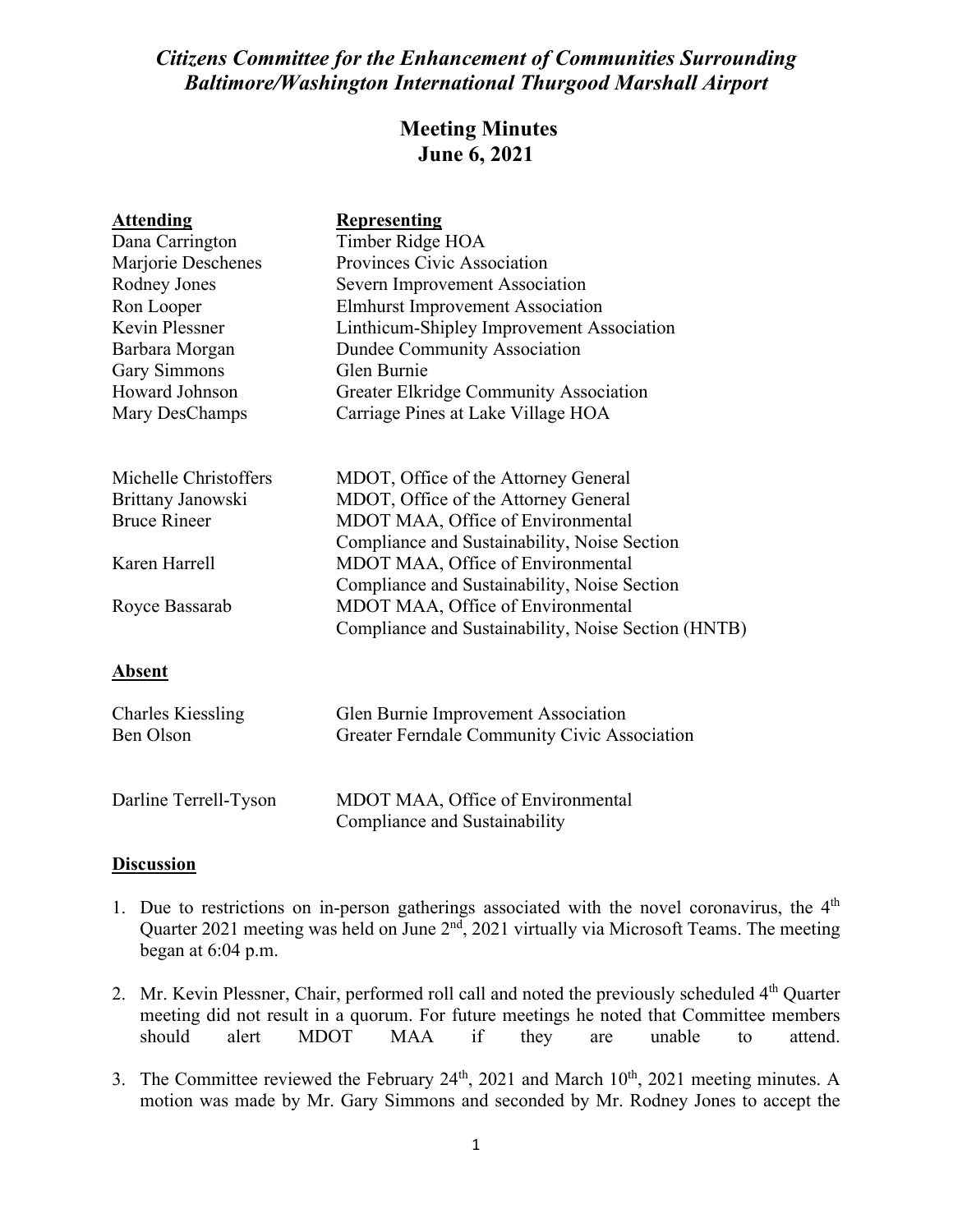# *Citizens Committee for the Enhancement of Communities Surrounding Baltimore/Washington International Thurgood Marshall Airport*

## Meeting Minutes
## June 6, 2021

| **Attending** | **Representing** |
| --- | --- |
| Dana Carrington | Timber Ridge HOA |
| Marjorie Deschenes | Provinces Civic Association |
| Rodney Jones | Severn Improvement Association |
| Ron Looper | Elmhurst Improvement Association |
| Kevin Plessner | Linthicum-Shipley Improvement Association |
| Barbara Morgan | Dundee Community Association |
| Gary Simmons | Glen Burnie |
| Howard Johnson | Greater Elkridge Community Association |
| Mary DesChamps | Carriage Pines at Lake Village HOA |
| | |
| Michelle Christoffers | MDOT, Office of the Attorney General |
| Brittany Janowski | MDOT, Office of the Attorney General |
| Bruce Rineer | MDOT MAA, Office of Environmental Compliance and Sustainability, Noise Section |
| Karen Harrell | MDOT MAA, Office of Environmental Compliance and Sustainability, Noise Section |
| Royce Bassarab | MDOT MAA, Office of Environmental Compliance and Sustainability, Noise Section (HNTB) |

**Absent**

| | |
| --- | --- |
| Charles Kiessling | Glen Burnie Improvement Association |
| Ben Olson | Greater Ferndale Community Civic Association |
| | |
| Darline Terrell-Tyson | MDOT MAA, Office of Environmental Compliance and Sustainability |

**Discussion**

1. Due to restrictions on in-person gatherings associated with the novel coronavirus, the 4th Quarter 2021 meeting was held on June 2nd, 2021 virtually via Microsoft Teams. The meeting began at 6:04 p.m.

2. Mr. Kevin Plessner, Chair, performed roll call and noted the previously scheduled 4th Quarter meeting did not result in a quorum. For future meetings he noted that Committee members should alert MDOT MAA if they are unable to attend.

3. The Committee reviewed the February 24th, 2021 and March 10th, 2021 meeting minutes. A motion was made by Mr. Gary Simmons and seconded by Mr. Rodney Jones to accept the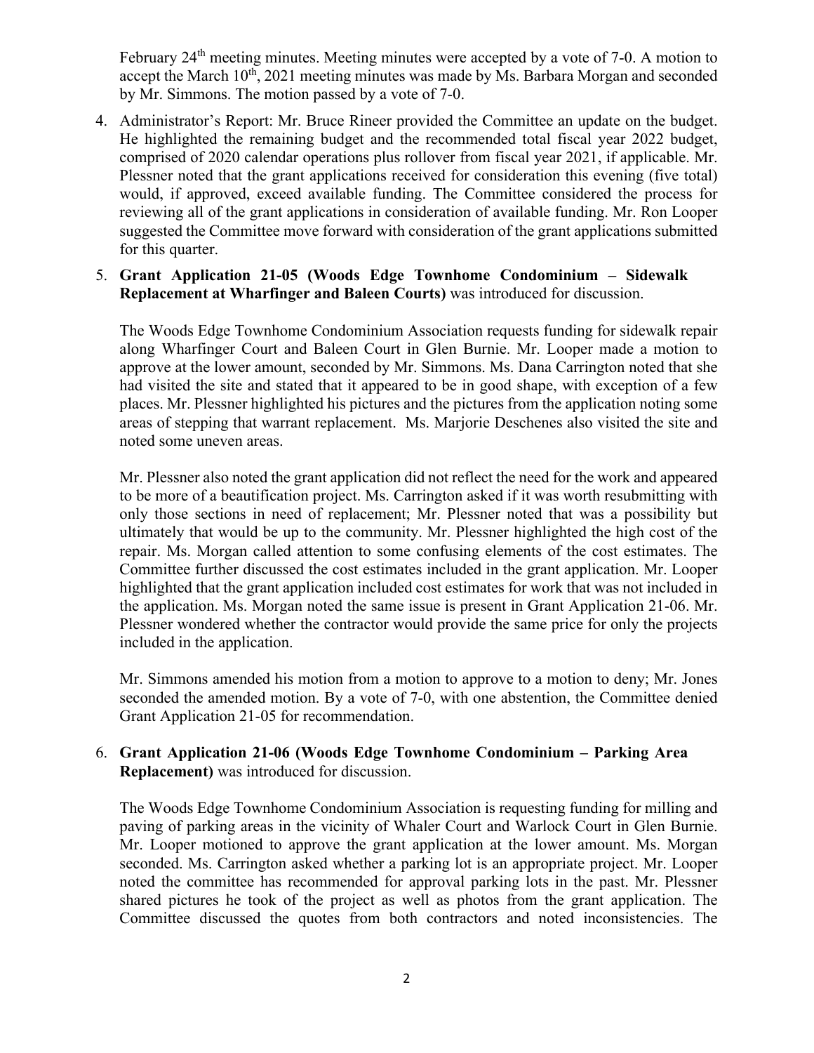February 24th meeting minutes. Meeting minutes were accepted by a vote of 7-0. A motion to accept the March 10th, 2021 meeting minutes was made by Ms. Barbara Morgan and seconded by Mr. Simmons. The motion passed by a vote of 7-0.

4. Administrator's Report: Mr. Bruce Rineer provided the Committee an update on the budget. He highlighted the remaining budget and the recommended total fiscal year 2022 budget, comprised of 2020 calendar operations plus rollover from fiscal year 2021, if applicable. Mr. Plessner noted that the grant applications received for consideration this evening (five total) would, if approved, exceed available funding. The Committee considered the process for reviewing all of the grant applications in consideration of available funding. Mr. Ron Looper suggested the Committee move forward with consideration of the grant applications submitted for this quarter.

5. **Grant Application 21-05 (Woods Edge Townhome Condominium – Sidewalk Replacement at Wharfinger and Baleen Courts)** was introduced for discussion.

   The Woods Edge Townhome Condominium Association requests funding for sidewalk repair along Wharfinger Court and Baleen Court in Glen Burnie. Mr. Looper made a motion to approve at the lower amount, seconded by Mr. Simmons. Ms. Dana Carrington noted that she had visited the site and stated that it appeared to be in good shape, with exception of a few places. Mr. Plessner highlighted his pictures and the pictures from the application noting some areas of stepping that warrant replacement. Ms. Marjorie Deschenes also visited the site and noted some uneven areas.

   Mr. Plessner also noted the grant application did not reflect the need for the work and appeared to be more of a beautification project. Ms. Carrington asked if it was worth resubmitting with only those sections in need of replacement; Mr. Plessner noted that was a possibility but ultimately that would be up to the community. Mr. Plessner highlighted the high cost of the repair. Ms. Morgan called attention to some confusing elements of the cost estimates. The Committee further discussed the cost estimates included in the grant application. Mr. Looper highlighted that the grant application included cost estimates for work that was not included in the application. Ms. Morgan noted the same issue is present in Grant Application 21-06. Mr. Plessner wondered whether the contractor would provide the same price for only the projects included in the application.

   Mr. Simmons amended his motion from a motion to approve to a motion to deny; Mr. Jones seconded the amended motion. By a vote of 7-0, with one abstention, the Committee denied Grant Application 21-05 for recommendation.

6. **Grant Application 21-06 (Woods Edge Townhome Condominium – Parking Area Replacement)** was introduced for discussion.

   The Woods Edge Townhome Condominium Association is requesting funding for milling and paving of parking areas in the vicinity of Whaler Court and Warlock Court in Glen Burnie. Mr. Looper motioned to approve the grant application at the lower amount. Ms. Morgan seconded. Ms. Carrington asked whether a parking lot is an appropriate project. Mr. Looper noted the committee has recommended for approval parking lots in the past. Mr. Plessner shared pictures he took of the project as well as photos from the grant application. The Committee discussed the quotes from both contractors and noted inconsistencies. The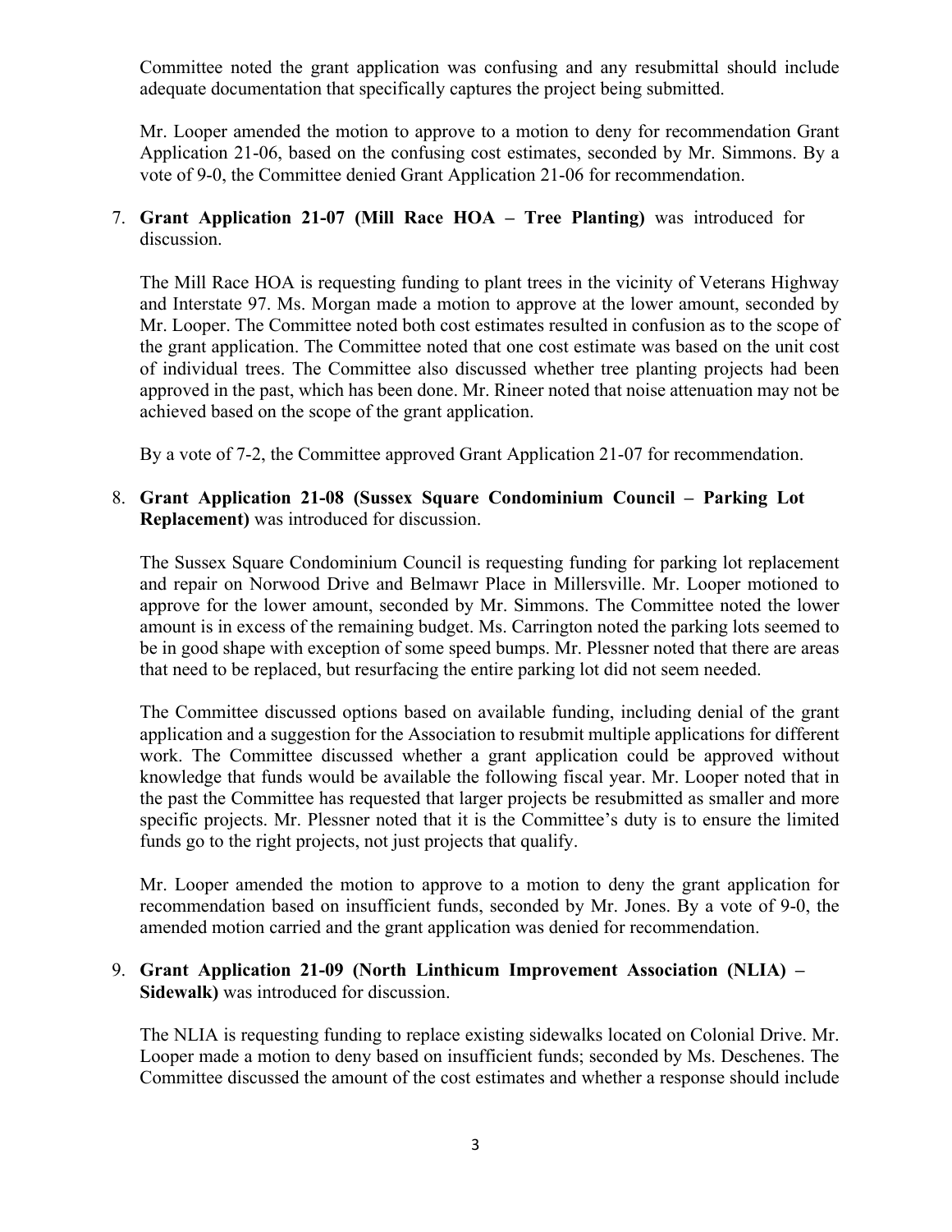Committee noted the grant application was confusing and any resubmittal should include adequate documentation that specifically captures the project being submitted.

Mr. Looper amended the motion to approve to a motion to deny for recommendation Grant Application 21-06, based on the confusing cost estimates, seconded by Mr. Simmons. By a vote of 9-0, the Committee denied Grant Application 21-06 for recommendation.

7. **Grant Application 21-07 (Mill Race HOA – Tree Planting)** was introduced for discussion.

   The Mill Race HOA is requesting funding to plant trees in the vicinity of Veterans Highway and Interstate 97. Ms. Morgan made a motion to approve at the lower amount, seconded by Mr. Looper. The Committee noted both cost estimates resulted in confusion as to the scope of the grant application. The Committee noted that one cost estimate was based on the unit cost of individual trees. The Committee also discussed whether tree planting projects had been approved in the past, which has been done. Mr. Rineer noted that noise attenuation may not be achieved based on the scope of the grant application.

   By a vote of 7-2, the Committee approved Grant Application 21-07 for recommendation.

8. **Grant Application 21-08 (Sussex Square Condominium Council – Parking Lot Replacement)** was introduced for discussion.

   The Sussex Square Condominium Council is requesting funding for parking lot replacement and repair on Norwood Drive and Belmawr Place in Millersville. Mr. Looper motioned to approve for the lower amount, seconded by Mr. Simmons. The Committee noted the lower amount is in excess of the remaining budget. Ms. Carrington noted the parking lots seemed to be in good shape with exception of some speed bumps. Mr. Plessner noted that there are areas that need to be replaced, but resurfacing the entire parking lot did not seem needed.

   The Committee discussed options based on available funding, including denial of the grant application and a suggestion for the Association to resubmit multiple applications for different work. The Committee discussed whether a grant application could be approved without knowledge that funds would be available the following fiscal year. Mr. Looper noted that in the past the Committee has requested that larger projects be resubmitted as smaller and more specific projects. Mr. Plessner noted that it is the Committee's duty is to ensure the limited funds go to the right projects, not just projects that qualify.

   Mr. Looper amended the motion to approve to a motion to deny the grant application for recommendation based on insufficient funds, seconded by Mr. Jones. By a vote of 9-0, the amended motion carried and the grant application was denied for recommendation.

9. **Grant Application 21-09 (North Linthicum Improvement Association (NLIA) – Sidewalk)** was introduced for discussion.

   The NLIA is requesting funding to replace existing sidewalks located on Colonial Drive. Mr. Looper made a motion to deny based on insufficient funds; seconded by Ms. Deschenes. The Committee discussed the amount of the cost estimates and whether a response should include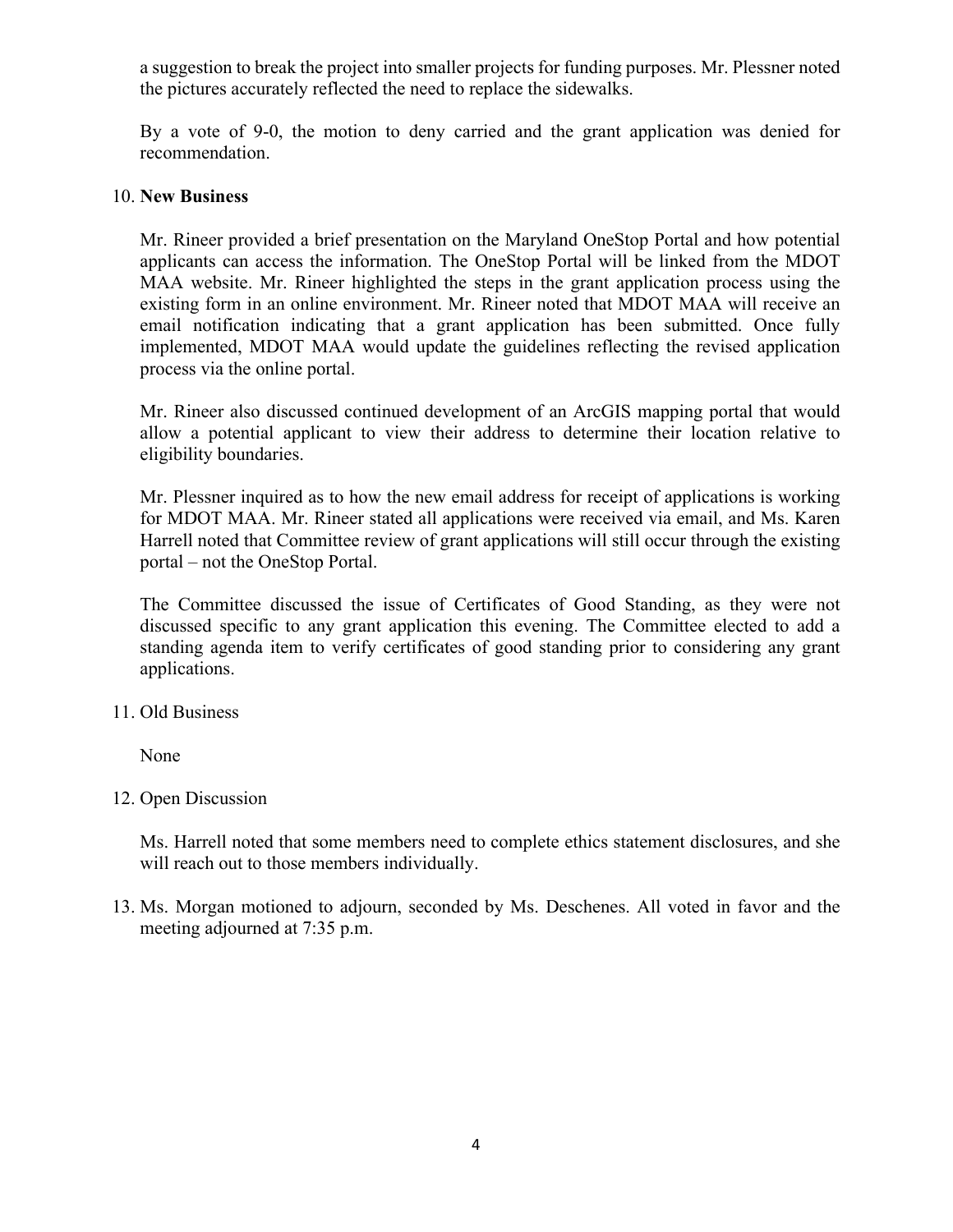a suggestion to break the project into smaller projects for funding purposes. Mr. Plessner noted the pictures accurately reflected the need to replace the sidewalks.

By a vote of 9-0, the motion to deny carried and the grant application was denied for recommendation.

10. **New Business**

    Mr. Rineer provided a brief presentation on the Maryland OneStop Portal and how potential applicants can access the information. The OneStop Portal will be linked from the MDOT MAA website. Mr. Rineer highlighted the steps in the grant application process using the existing form in an online environment. Mr. Rineer noted that MDOT MAA will receive an email notification indicating that a grant application has been submitted. Once fully implemented, MDOT MAA would update the guidelines reflecting the revised application process via the online portal.

    Mr. Rineer also discussed continued development of an ArcGIS mapping portal that would allow a potential applicant to view their address to determine their location relative to eligibility boundaries.

    Mr. Plessner inquired as to how the new email address for receipt of applications is working for MDOT MAA. Mr. Rineer stated all applications were received via email, and Ms. Karen Harrell noted that Committee review of grant applications will still occur through the existing portal – not the OneStop Portal.

    The Committee discussed the issue of Certificates of Good Standing, as they were not discussed specific to any grant application this evening. The Committee elected to add a standing agenda item to verify certificates of good standing prior to considering any grant applications.

11. Old Business

    None

12. Open Discussion

    Ms. Harrell noted that some members need to complete ethics statement disclosures, and she will reach out to those members individually.

13. Ms. Morgan motioned to adjourn, seconded by Ms. Deschenes. All voted in favor and the meeting adjourned at 7:35 p.m.